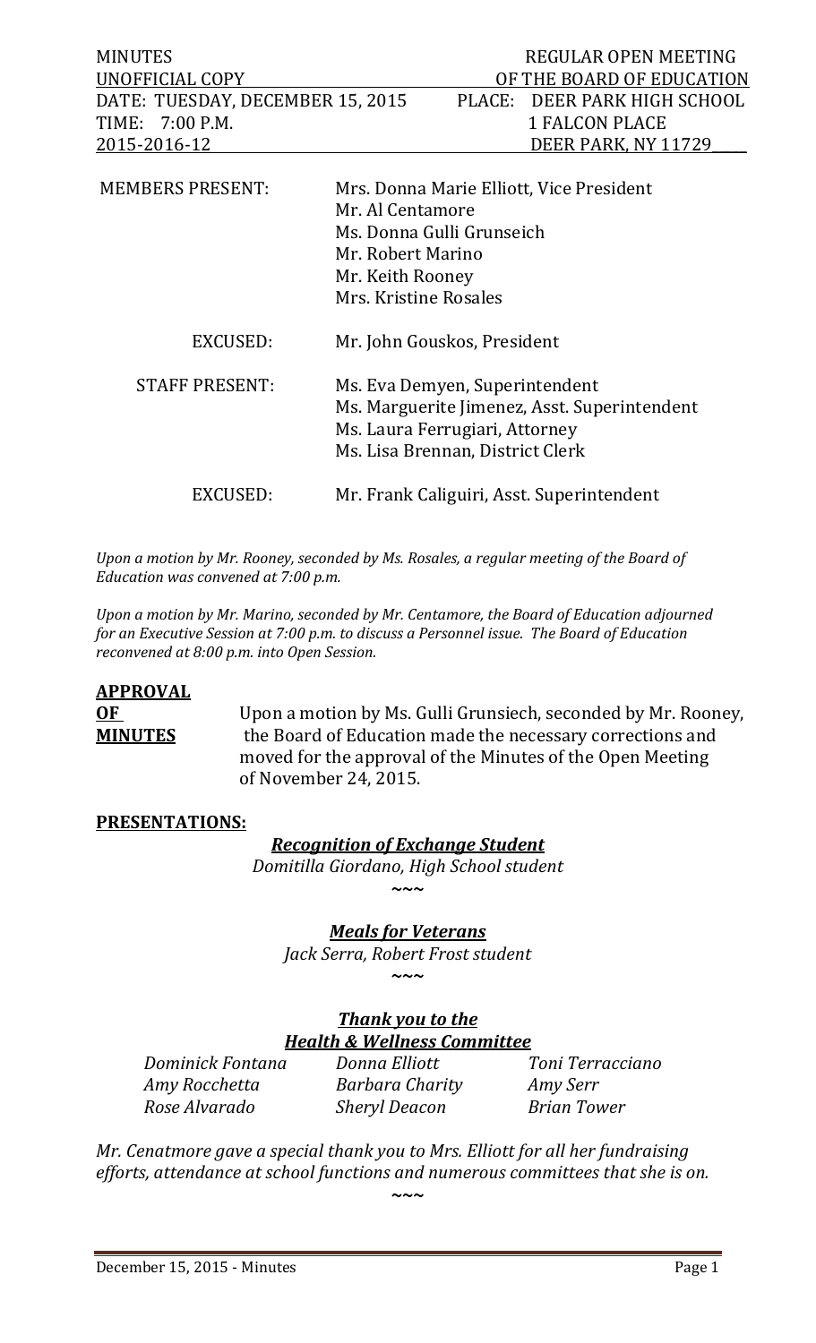| MINUTES | REGULAR OPEN MEETING |
| --- | --- |
| UNOFFICIAL COPY | OF THE BOARD OF EDUCATION |
| DATE: TUESDAY, DECEMBER 15, 2015 | PLACE: DEER PARK HIGH SCHOOL |
| TIME: 7:00 P.M. | 1 FALCON PLACE |
| 2015-2016-12 | DEER PARK, NY 11729 |

| | |
| --- | --- |
| MEMBERS PRESENT: | Mrs. Donna Marie Elliott, Vice President<br>Mr. Al Centamore<br>Ms. Donna Gulli Grunseich<br>Mr. Robert Marino<br>Mr. Keith Rooney<br>Mrs. Kristine Rosales |
| EXCUSED: | Mr. John Gouskos, President |
| STAFF PRESENT: | Ms. Eva Demyen, Superintendent<br>Ms. Marguerite Jimenez, Asst. Superintendent<br>Ms. Laura Ferrugiari, Attorney<br>Ms. Lisa Brennan, District Clerk |
| EXCUSED: | Mr. Frank Caliguiri, Asst. Superintendent |

*Upon a motion by Mr. Rooney, seconded by Ms. Rosales, a regular meeting of the Board of Education was convened at 7:00 p.m.*

*Upon a motion by Mr. Marino, seconded by Mr. Centamore, the Board of Education adjourned for an Executive Session at 7:00 p.m. to discuss a Personnel issue. The Board of Education reconvened at 8:00 p.m. into Open Session.*

**APPROVAL OF MINUTES**

Upon a motion by Ms. Gulli Grunsiech, seconded by Mr. Rooney, the Board of Education made the necessary corrections and moved for the approval of the Minutes of the Open Meeting of November 24, 2015.

**PRESENTATIONS:**

***Recognition of Exchange Student***

*Domitilla Giordano, High School student*

~~~

***Meals for Veterans***

*Jack Serra, Robert Frost student*

~~~

***Thank you to the Health & Wellness Committee***

| | | |
| --- | --- | --- |
| *Dominick Fontana* | *Donna Elliott* | *Toni Terracciano* |
| *Amy Rocchetta* | *Barbara Charity* | *Amy Serr* |
| *Rose Alvarado* | *Sheryl Deacon* | *Brian Tower* |

*Mr. Cenatmore gave a special thank you to Mrs. Elliott for all her fundraising efforts, attendance at school functions and numerous committees that she is on.*

~~~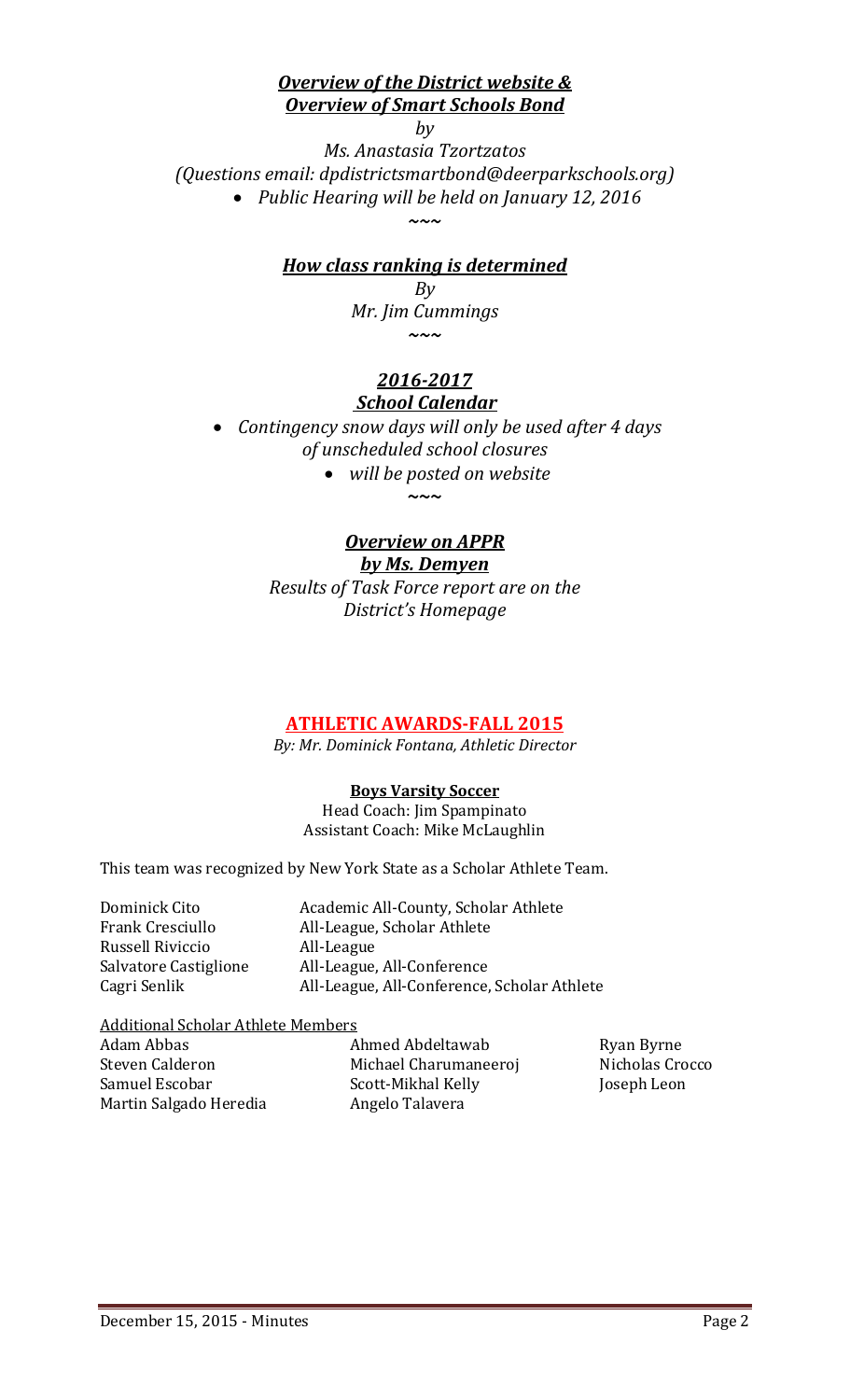***Overview of the District website &***
***Overview of Smart Schools Bond***

*by*

*Ms. Anastasia Tzortzatos*

*(Questions email: dpdistrictsmartbond@deerparkschools.org)*

- *Public Hearing will be held on January 12, 2016*

~~~

***How class ranking is determined***

*By*

*Mr. Jim Cummings*

~~~

***2016-2017***
***School Calendar***

- *Contingency snow days will only be used after 4 days of unscheduled school closures*
  - *will be posted on website*

~~~

***Overview on APPR***
***by Ms. Demyen***

*Results of Task Force report are on the District's Homepage*

## ATHLETIC AWARDS-FALL 2015

*By: Mr. Dominick Fontana, Athletic Director*

**Boys Varsity Soccer**

Head Coach: Jim Spampinato
Assistant Coach: Mike McLaughlin

This team was recognized by New York State as a Scholar Athlete Team.

| | |
|---|---|
| Dominick Cito | Academic All-County, Scholar Athlete |
| Frank Cresciullo | All-League, Scholar Athlete |
| Russell Riviccio | All-League |
| Salvatore Castiglione | All-League, All-Conference |
| Cagri Senlik | All-League, All-Conference, Scholar Athlete |

Additional Scholar Athlete Members

| | | |
|---|---|---|
| Adam Abbas | Ahmed Abdeltawab | Ryan Byrne |
| Steven Calderon | Michael Charumaneeroj | Nicholas Crocco |
| Samuel Escobar | Scott-Mikhal Kelly | Joseph Leon |
| Martin Salgado Heredia | Angelo Talavera | |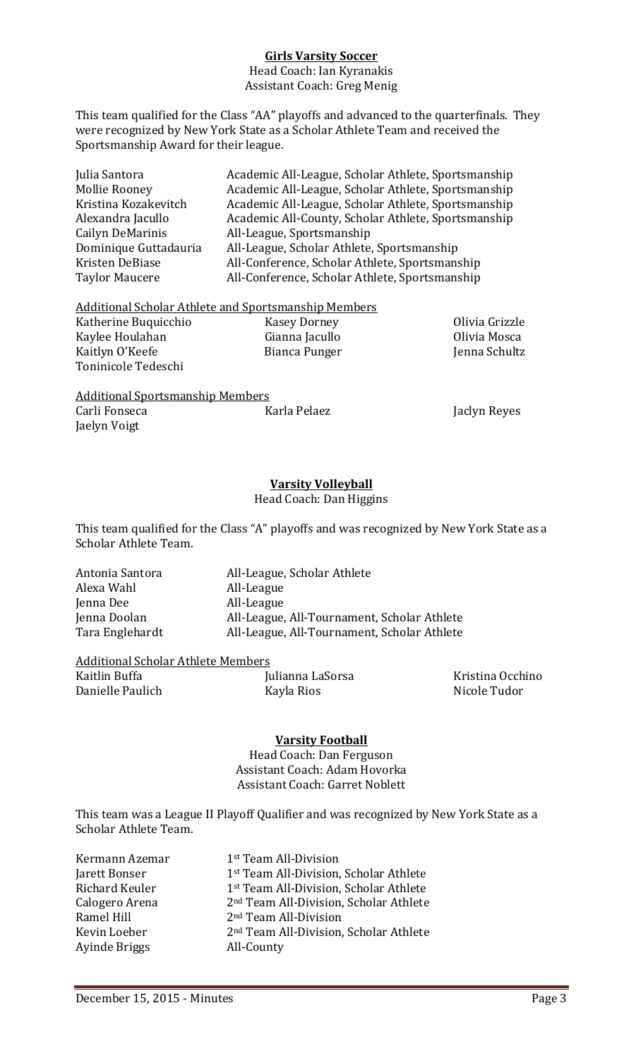**Girls Varsity Soccer**

Head Coach: Ian Kyranakis
Assistant Coach: Greg Menig

This team qualified for the Class "AA" playoffs and advanced to the quarterfinals. They were recognized by New York State as a Scholar Athlete Team and received the Sportsmanship Award for their league.

| | |
|---|---|
| Julia Santora | Academic All-League, Scholar Athlete, Sportsmanship |
| Mollie Rooney | Academic All-League, Scholar Athlete, Sportsmanship |
| Kristina Kozakevitch | Academic All-League, Scholar Athlete, Sportsmanship |
| Alexandra Jacullo | Academic All-County, Scholar Athlete, Sportsmanship |
| Cailyn DeMarinis | All-League, Sportsmanship |
| Dominique Guttadauria | All-League, Scholar Athlete, Sportsmanship |
| Kristen DeBiase | All-Conference, Scholar Athlete, Sportsmanship |
| Taylor Maucere | All-Conference, Scholar Athlete, Sportsmanship |

Additional Scholar Athlete and Sportsmanship Members

| | | |
|---|---|---|
| Katherine Buquicchio | Kasey Dorney | Olivia Grizzle |
| Kaylee Houlahan | Gianna Jacullo | Olivia Mosca |
| Kaitlyn O'Keefe | Bianca Punger | Jenna Schultz |
| Toninicole Tedeschi | | |

Additional Sportsmanship Members

| | | |
|---|---|---|
| Carli Fonseca | Karla Pelaez | Jaclyn Reyes |
| Jaelyn Voigt | | |

**Varsity Volleyball**

Head Coach: Dan Higgins

This team qualified for the Class "A" playoffs and was recognized by New York State as a Scholar Athlete Team.

| | |
|---|---|
| Antonia Santora | All-League, Scholar Athlete |
| Alexa Wahl | All-League |
| Jenna Dee | All-League |
| Jenna Doolan | All-League, All-Tournament, Scholar Athlete |
| Tara Englehardt | All-League, All-Tournament, Scholar Athlete |

Additional Scholar Athlete Members

| | | |
|---|---|---|
| Kaitlin Buffa | Julianna LaSorsa | Kristina Occhino |
| Danielle Paulich | Kayla Rios | Nicole Tudor |

**Varsity Football**

Head Coach: Dan Ferguson
Assistant Coach: Adam Hovorka
Assistant Coach: Garret Noblett

This team was a League II Playoff Qualifier and was recognized by New York State as a Scholar Athlete Team.

| | |
|---|---|
| Kermann Azemar | 1st Team All-Division |
| Jarett Bonser | 1st Team All-Division, Scholar Athlete |
| Richard Keuler | 1st Team All-Division, Scholar Athlete |
| Calogero Arena | 2nd Team All-Division, Scholar Athlete |
| Ramel Hill | 2nd Team All-Division |
| Kevin Loeber | 2nd Team All-Division, Scholar Athlete |
| Ayinde Briggs | All-County |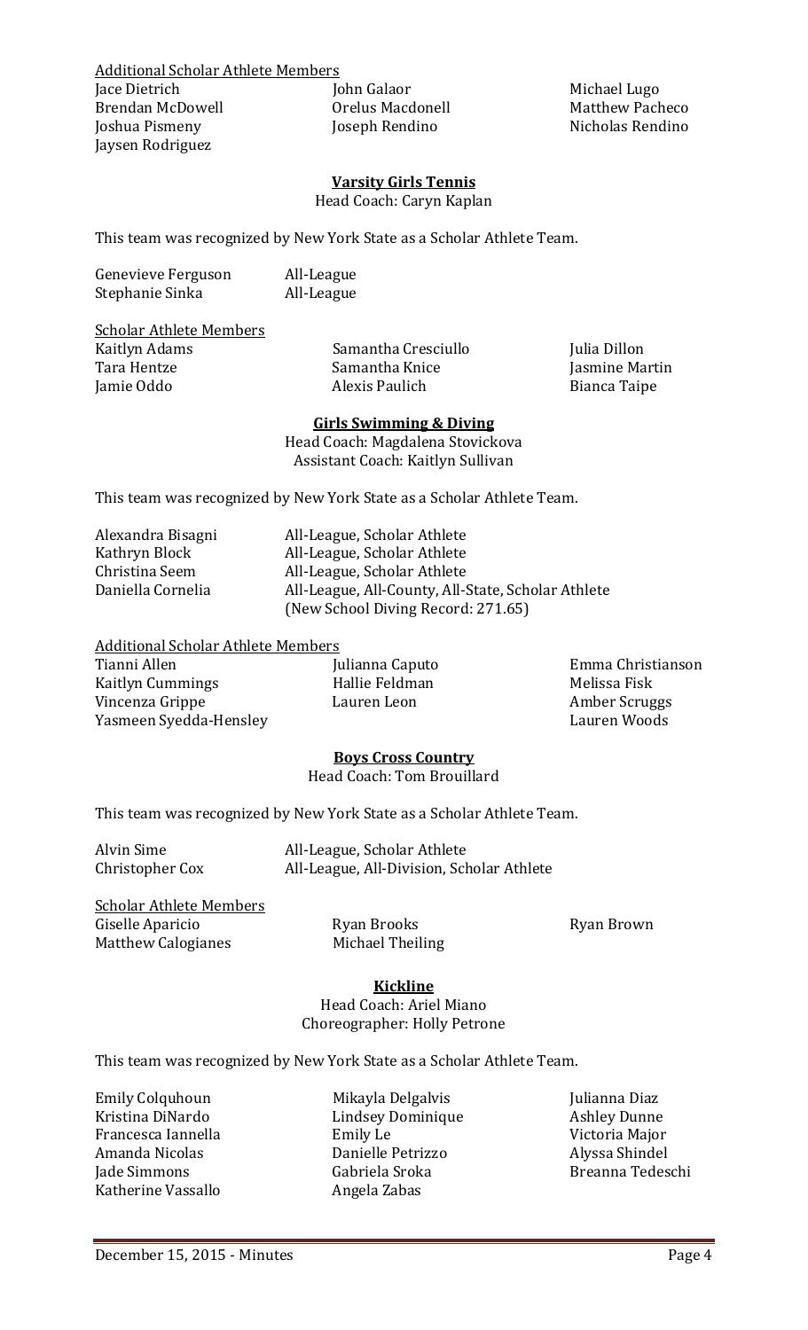Additional Scholar Athlete Members

| | | |
|---|---|---|
| Jace Dietrich | John Galaor | Michael Lugo |
| Brendan McDowell | Orelus Macdonell | Matthew Pacheco |
| Joshua Pismeny | Joseph Rendino | Nicholas Rendino |
| Jaysen Rodriguez | | |

**Varsity Girls Tennis**

Head Coach: Caryn Kaplan

This team was recognized by New York State as a Scholar Athlete Team.

| | |
|---|---|
| Genevieve Ferguson | All-League |
| Stephanie Sinka | All-League |

Scholar Athlete Members

| | | |
|---|---|---|
| Kaitlyn Adams | Samantha Cresciullo | Julia Dillon |
| Tara Hentze | Samantha Knice | Jasmine Martin |
| Jamie Oddo | Alexis Paulich | Bianca Taipe |

**Girls Swimming & Diving**

Head Coach: Magdalena Stovickova
Assistant Coach: Kaitlyn Sullivan

This team was recognized by New York State as a Scholar Athlete Team.

| | |
|---|---|
| Alexandra Bisagni | All-League, Scholar Athlete |
| Kathryn Block | All-League, Scholar Athlete |
| Christina Seem | All-League, Scholar Athlete |
| Daniella Cornelia | All-League, All-County, All-State, Scholar Athlete (New School Diving Record: 271.65) |

Additional Scholar Athlete Members

| | | |
|---|---|---|
| Tianni Allen | Julianna Caputo | Emma Christianson |
| Kaitlyn Cummings | Hallie Feldman | Melissa Fisk |
| Vincenza Grippe | Lauren Leon | Amber Scruggs |
| Yasmeen Syedda-Hensley | | Lauren Woods |

**Boys Cross Country**

Head Coach: Tom Brouillard

This team was recognized by New York State as a Scholar Athlete Team.

| | |
|---|---|
| Alvin Sime | All-League, Scholar Athlete |
| Christopher Cox | All-League, All-Division, Scholar Athlete |

Scholar Athlete Members

| | | |
|---|---|---|
| Giselle Aparicio | Ryan Brooks | Ryan Brown |
| Matthew Calogianes | Michael Theiling | |

**Kickline**

Head Coach: Ariel Miano
Choreographer: Holly Petrone

This team was recognized by New York State as a Scholar Athlete Team.

| | | |
|---|---|---|
| Emily Colquhoun | Mikayla Delgalvis | Julianna Diaz |
| Kristina DiNardo | Lindsey Dominique | Ashley Dunne |
| Francesca Iannella | Emily Le | Victoria Major |
| Amanda Nicolas | Danielle Petrizzo | Alyssa Shindel |
| Jade Simmons | Gabriela Sroka | Breanna Tedeschi |
| Katherine Vassallo | Angela Zabas | |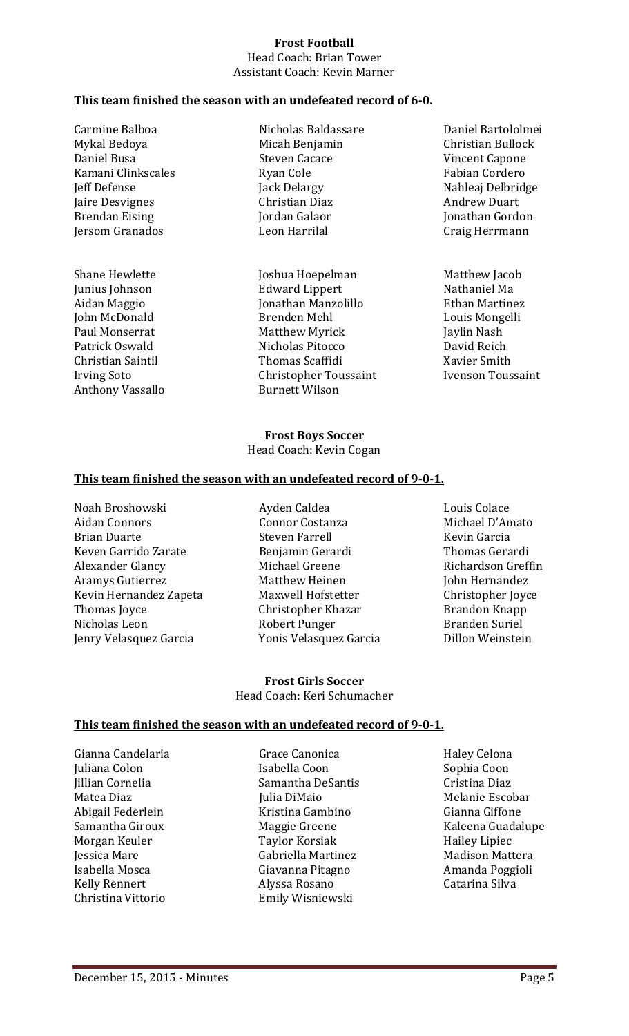**Frost Football**

Head Coach: Brian Tower
Assistant Coach: Kevin Marner

**This team finished the season with an undefeated record of 6-0.**

| | | |
|---|---|---|
| Carmine Balboa | Nicholas Baldassare | Daniel Bartololmei |
| Mykal Bedoya | Micah Benjamin | Christian Bullock |
| Daniel Busa | Steven Cacace | Vincent Capone |
| Kamani Clinkscales | Ryan Cole | Fabian Cordero |
| Jeff Defense | Jack Delargy | Nahleaj Delbridge |
| Jaire Desvignes | Christian Diaz | Andrew Duart |
| Brendan Eising | Jordan Galaor | Jonathan Gordon |
| Jersom Granados | Leon Harrilal | Craig Herrmann |
| Shane Hewlette | Joshua Hoepelman | Matthew Jacob |
| Junius Johnson | Edward Lippert | Nathaniel Ma |
| Aidan Maggio | Jonathan Manzolillo | Ethan Martinez |
| John McDonald | Brenden Mehl | Louis Mongelli |
| Paul Monserrat | Matthew Myrick | Jaylin Nash |
| Patrick Oswald | Nicholas Pitocco | David Reich |
| Christian Saintil | Thomas Scaffidi | Xavier Smith |
| Irving Soto | Christopher Toussaint | Ivenson Toussaint |
| Anthony Vassallo | Burnett Wilson | |

**Frost Boys Soccer**

Head Coach: Kevin Cogan

**This team finished the season with an undefeated record of 9-0-1.**

| | | |
|---|---|---|
| Noah Broshowski | Ayden Caldea | Louis Colace |
| Aidan Connors | Connor Costanza | Michael D'Amato |
| Brian Duarte | Steven Farrell | Kevin Garcia |
| Keven Garrido Zarate | Benjamin Gerardi | Thomas Gerardi |
| Alexander Glancy | Michael Greene | Richardson Greffin |
| Aramys Gutierrez | Matthew Heinen | John Hernandez |
| Kevin Hernandez Zapeta | Maxwell Hofstetter | Christopher Joyce |
| Thomas Joyce | Christopher Khazar | Brandon Knapp |
| Nicholas Leon | Robert Punger | Branden Suriel |
| Jenry Velasquez Garcia | Yonis Velasquez Garcia | Dillon Weinstein |

**Frost Girls Soccer**

Head Coach: Keri Schumacher

**This team finished the season with an undefeated record of 9-0-1.**

| | | |
|---|---|---|
| Gianna Candelaria | Grace Canonica | Haley Celona |
| Juliana Colon | Isabella Coon | Sophia Coon |
| Jillian Cornelia | Samantha DeSantis | Cristina Diaz |
| Matea Diaz | Julia DiMaio | Melanie Escobar |
| Abigail Federlein | Kristina Gambino | Gianna Giffone |
| Samantha Giroux | Maggie Greene | Kaleena Guadalupe |
| Morgan Keuler | Taylor Korsiak | Hailey Lipiec |
| Jessica Mare | Gabriella Martinez | Madison Mattera |
| Isabella Mosca | Giavanna Pitagno | Amanda Poggioli |
| Kelly Rennert | Alyssa Rosano | Catarina Silva |
| Christina Vittorio | Emily Wisniewski | |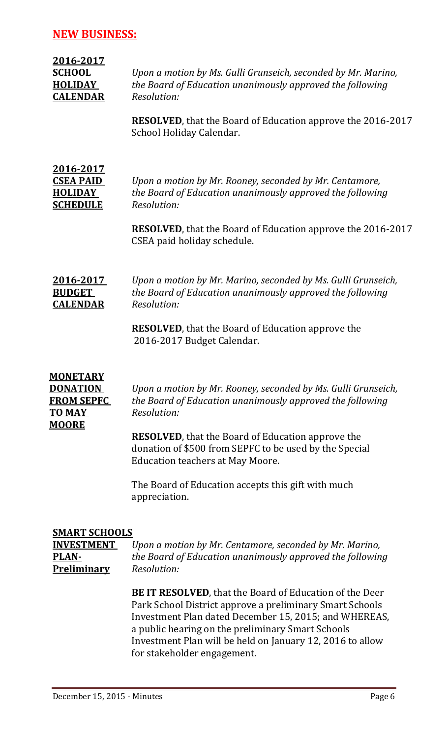## NEW BUSINESS:

**2016-2017 SCHOOL HOLIDAY CALENDAR**

*Upon a motion by Ms. Gulli Grunseich, seconded by Mr. Marino, the Board of Education unanimously approved the following Resolution:*

**RESOLVED**, that the Board of Education approve the 2016-2017 School Holiday Calendar.

**2016-2017 CSEA PAID HOLIDAY SCHEDULE**

*Upon a motion by Mr. Rooney, seconded by Mr. Centamore, the Board of Education unanimously approved the following Resolution:*

**RESOLVED**, that the Board of Education approve the 2016-2017 CSEA paid holiday schedule.

**2016-2017 BUDGET CALENDAR**

*Upon a motion by Mr. Marino, seconded by Ms. Gulli Grunseich, the Board of Education unanimously approved the following Resolution:*

**RESOLVED**, that the Board of Education approve the 2016-2017 Budget Calendar.

**MONETARY DONATION FROM SEPFC TO MAY MOORE**

*Upon a motion by Mr. Rooney, seconded by Ms. Gulli Grunseich, the Board of Education unanimously approved the following Resolution:*

**RESOLVED**, that the Board of Education approve the donation of $500 from SEPFC to be used by the Special Education teachers at May Moore.

The Board of Education accepts this gift with much appreciation.

**SMART SCHOOLS INVESTMENT PLAN- Preliminary**

*Upon a motion by Mr. Centamore, seconded by Mr. Marino, the Board of Education unanimously approved the following Resolution:*

**BE IT RESOLVED**, that the Board of Education of the Deer Park School District approve a preliminary Smart Schools Investment Plan dated December 15, 2015; and WHEREAS, a public hearing on the preliminary Smart Schools Investment Plan will be held on January 12, 2016 to allow for stakeholder engagement.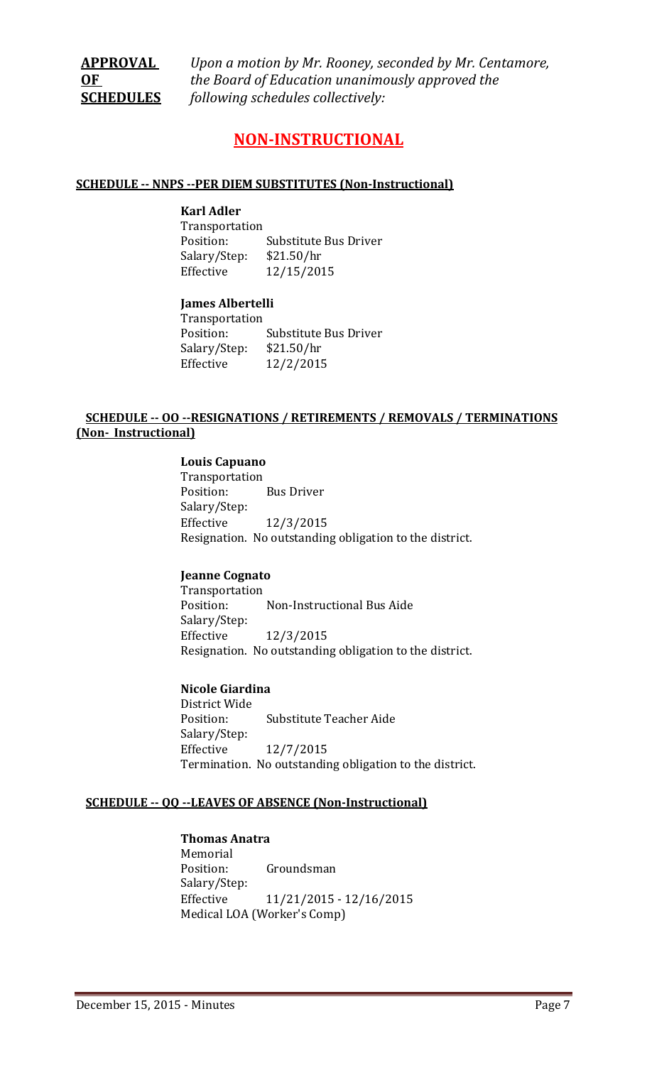**APPROVAL OF SCHEDULES** *Upon a motion by Mr. Rooney, seconded by Mr. Centamore, the Board of Education unanimously approved the following schedules collectively:*

# NON-INSTRUCTIONAL

**SCHEDULE -- NNPS --PER DIEM SUBSTITUTES (Non-Instructional)**

**Karl Adler**
Transportation
Position: Substitute Bus Driver
Salary/Step: $21.50/hr
Effective 12/15/2015

**James Albertelli**
Transportation
Position: Substitute Bus Driver
Salary/Step: $21.50/hr
Effective 12/2/2015

**SCHEDULE -- OO --RESIGNATIONS / RETIREMENTS / REMOVALS / TERMINATIONS (Non- Instructional)**

**Louis Capuano**
Transportation
Position: Bus Driver
Salary/Step:
Effective 12/3/2015
Resignation. No outstanding obligation to the district.

**Jeanne Cognato**
Transportation
Position: Non-Instructional Bus Aide
Salary/Step:
Effective 12/3/2015
Resignation. No outstanding obligation to the district.

**Nicole Giardina**
District Wide
Position: Substitute Teacher Aide
Salary/Step:
Effective 12/7/2015
Termination. No outstanding obligation to the district.

**SCHEDULE -- QQ --LEAVES OF ABSENCE (Non-Instructional)**

**Thomas Anatra**
Memorial
Position: Groundsman
Salary/Step:
Effective 11/21/2015 - 12/16/2015
Medical LOA (Worker's Comp)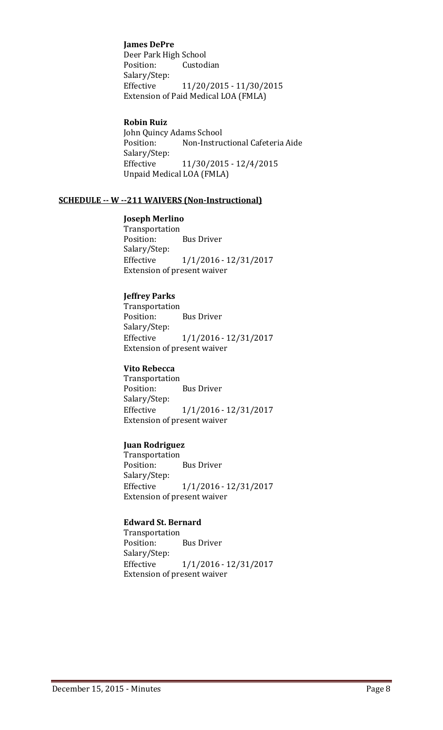**James DePre**
Deer Park High School
Position: Custodian
Salary/Step:
Effective 11/20/2015 - 11/30/2015
Extension of Paid Medical LOA (FMLA)

**Robin Ruiz**
John Quincy Adams School
Position: Non-Instructional Cafeteria Aide
Salary/Step:
Effective 11/30/2015 - 12/4/2015
Unpaid Medical LOA (FMLA)

**SCHEDULE -- W --211 WAIVERS (Non-Instructional)**

**Joseph Merlino**
Transportation
Position: Bus Driver
Salary/Step:
Effective 1/1/2016 - 12/31/2017
Extension of present waiver

**Jeffrey Parks**
Transportation
Position: Bus Driver
Salary/Step:
Effective 1/1/2016 - 12/31/2017
Extension of present waiver

**Vito Rebecca**
Transportation
Position: Bus Driver
Salary/Step:
Effective 1/1/2016 - 12/31/2017
Extension of present waiver

**Juan Rodriguez**
Transportation
Position: Bus Driver
Salary/Step:
Effective 1/1/2016 - 12/31/2017
Extension of present waiver

**Edward St. Bernard**
Transportation
Position: Bus Driver
Salary/Step:
Effective 1/1/2016 - 12/31/2017
Extension of present waiver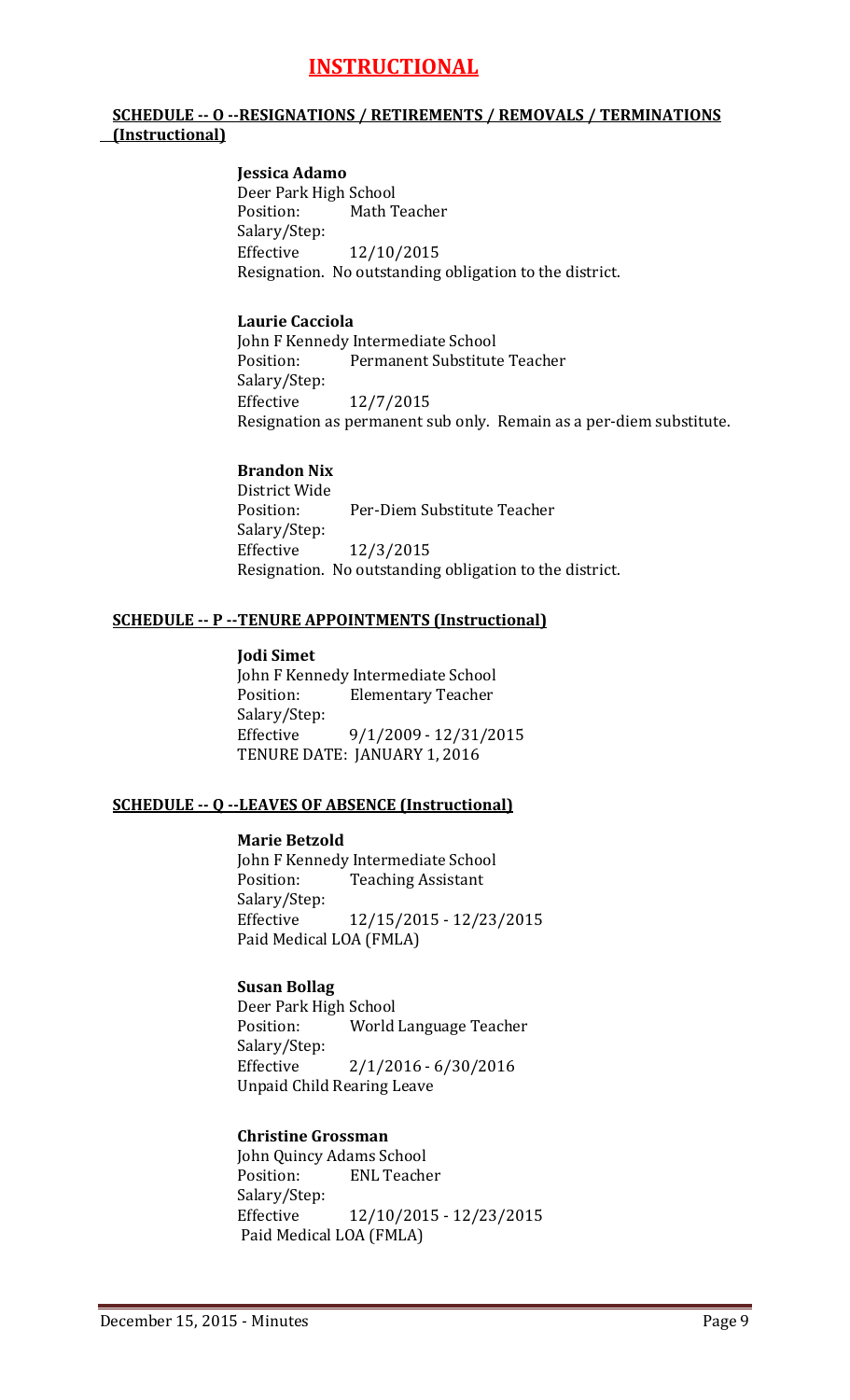# INSTRUCTIONAL

## SCHEDULE -- O --RESIGNATIONS / RETIREMENTS / REMOVALS / TERMINATIONS (Instructional)

**Jessica Adamo**
Deer Park High School
Position: Math Teacher
Salary/Step:
Effective 12/10/2015
Resignation. No outstanding obligation to the district.

**Laurie Cacciola**
John F Kennedy Intermediate School
Position: Permanent Substitute Teacher
Salary/Step:
Effective 12/7/2015
Resignation as permanent sub only. Remain as a per-diem substitute.

**Brandon Nix**
District Wide
Position: Per-Diem Substitute Teacher
Salary/Step:
Effective 12/3/2015
Resignation. No outstanding obligation to the district.

## SCHEDULE -- P --TENURE APPOINTMENTS (Instructional)

**Jodi Simet**
John F Kennedy Intermediate School
Position: Elementary Teacher
Salary/Step:
Effective 9/1/2009 - 12/31/2015
TENURE DATE: JANUARY 1, 2016

## SCHEDULE -- Q --LEAVES OF ABSENCE (Instructional)

**Marie Betzold**
John F Kennedy Intermediate School
Position: Teaching Assistant
Salary/Step:
Effective 12/15/2015 - 12/23/2015
Paid Medical LOA (FMLA)

**Susan Bollag**
Deer Park High School
Position: World Language Teacher
Salary/Step:
Effective 2/1/2016 - 6/30/2016
Unpaid Child Rearing Leave

**Christine Grossman**
John Quincy Adams School
Position: ENL Teacher
Salary/Step:
Effective 12/10/2015 - 12/23/2015
Paid Medical LOA (FMLA)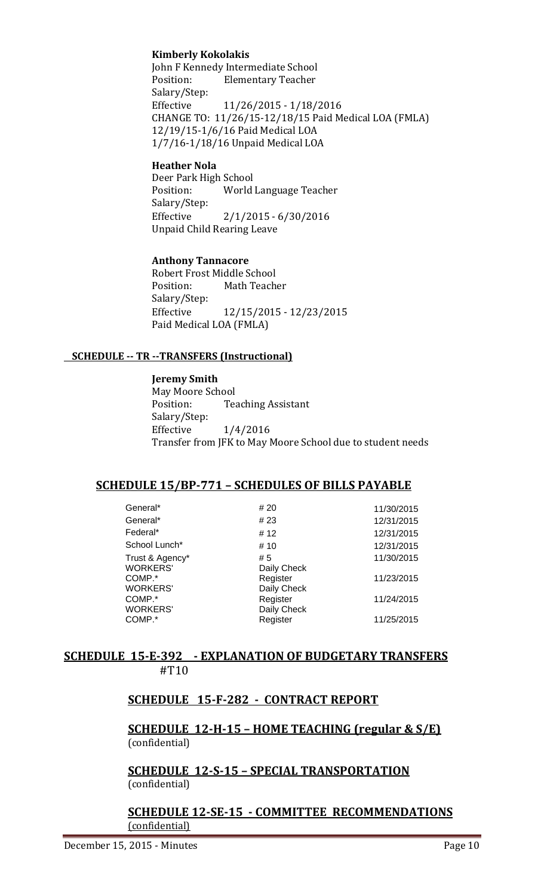**Kimberly Kokolakis**
John F Kennedy Intermediate School
Position: Elementary Teacher
Salary/Step:
Effective 11/26/2015 - 1/18/2016
CHANGE TO: 11/26/15-12/18/15 Paid Medical LOA (FMLA)
12/19/15-1/6/16 Paid Medical LOA
1/7/16-1/18/16 Unpaid Medical LOA

**Heather Nola**
Deer Park High School
Position: World Language Teacher
Salary/Step:
Effective 2/1/2015 - 6/30/2016
Unpaid Child Rearing Leave

**Anthony Tannacore**
Robert Frost Middle School
Position: Math Teacher
Salary/Step:
Effective 12/15/2015 - 12/23/2015
Paid Medical LOA (FMLA)

**SCHEDULE -- TR --TRANSFERS (Instructional)**

**Jeremy Smith**
May Moore School
Position: Teaching Assistant
Salary/Step:
Effective 1/4/2016
Transfer from JFK to May Moore School due to student needs

## SCHEDULE 15/BP-771 – SCHEDULES OF BILLS PAYABLE

| | | |
|---|---|---|
| General* | # 20 | 11/30/2015 |
| General* | # 23 | 12/31/2015 |
| Federal* | # 12 | 12/31/2015 |
| School Lunch* | # 10 | 12/31/2015 |
| Trust & Agency* | # 5 | 11/30/2015 |
| WORKERS' COMP.* | Daily Check Register | 11/23/2015 |
| WORKERS' COMP.* | Daily Check Register | 11/24/2015 |
| WORKERS' COMP.* | Daily Check Register | 11/25/2015 |

## SCHEDULE 15-E-392 - EXPLANATION OF BUDGETARY TRANSFERS

#T10

## SCHEDULE 15-F-282 - CONTRACT REPORT

## SCHEDULE 12-H-15 – HOME TEACHING (regular & S/E)

(confidential)

## SCHEDULE 12-S-15 – SPECIAL TRANSPORTATION

(confidential)

## SCHEDULE 12-SE-15 - COMMITTEE RECOMMENDATIONS

(confidential)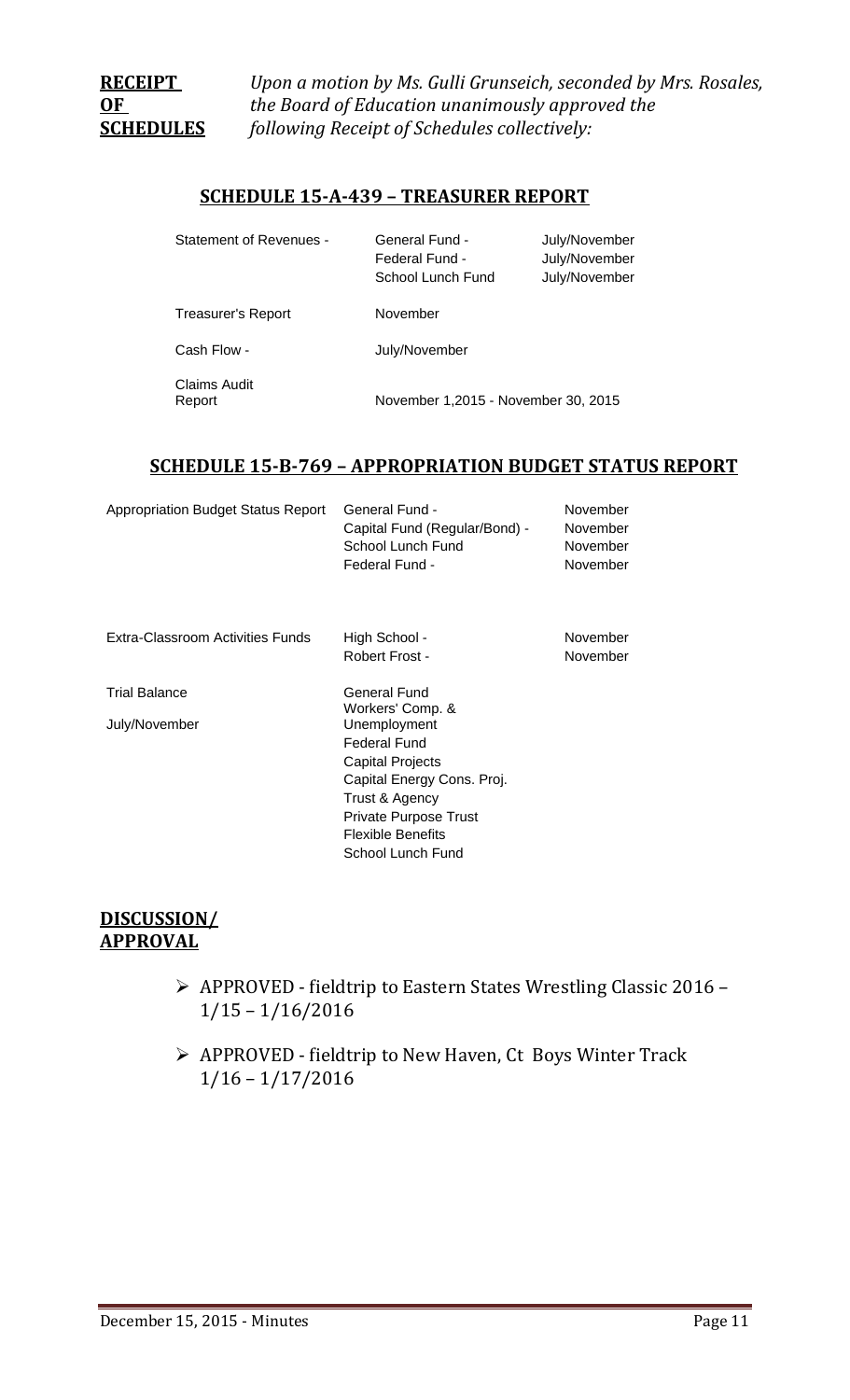**RECEIPT OF SCHEDULES** *Upon a motion by Ms. Gulli Grunseich, seconded by Mrs. Rosales, the Board of Education unanimously approved the following Receipt of Schedules collectively:*

## SCHEDULE 15-A-439 – TREASURER REPORT

| | | |
|---|---|---|
| Statement of Revenues - | General Fund - | July/November |
| | Federal Fund - | July/November |
| | School Lunch Fund | July/November |
| Treasurer's Report | November | |
| Cash Flow - | July/November | |
| Claims Audit Report | November 1,2015 - November 30, 2015 | |

## SCHEDULE 15-B-769 – APPROPRIATION BUDGET STATUS REPORT

| | | |
|---|---|---|
| Appropriation Budget Status Report | General Fund - | November |
| | Capital Fund (Regular/Bond) - | November |
| | School Lunch Fund | November |
| | Federal Fund - | November |
| Extra-Classroom Activities Funds | High School - | November |
| | Robert Frost - | November |
| Trial Balance | General Fund | |
| July/November | Workers' Comp. & Unemployment | |
| | Federal Fund | |
| | Capital Projects | |
| | Capital Energy Cons. Proj. | |
| | Trust & Agency | |
| | Private Purpose Trust | |
| | Flexible Benefits | |
| | School Lunch Fund | |

**DISCUSSION/ APPROVAL**

- APPROVED - fieldtrip to Eastern States Wrestling Classic 2016 – 1/15 – 1/16/2016
- APPROVED - fieldtrip to New Haven, Ct Boys Winter Track 1/16 – 1/17/2016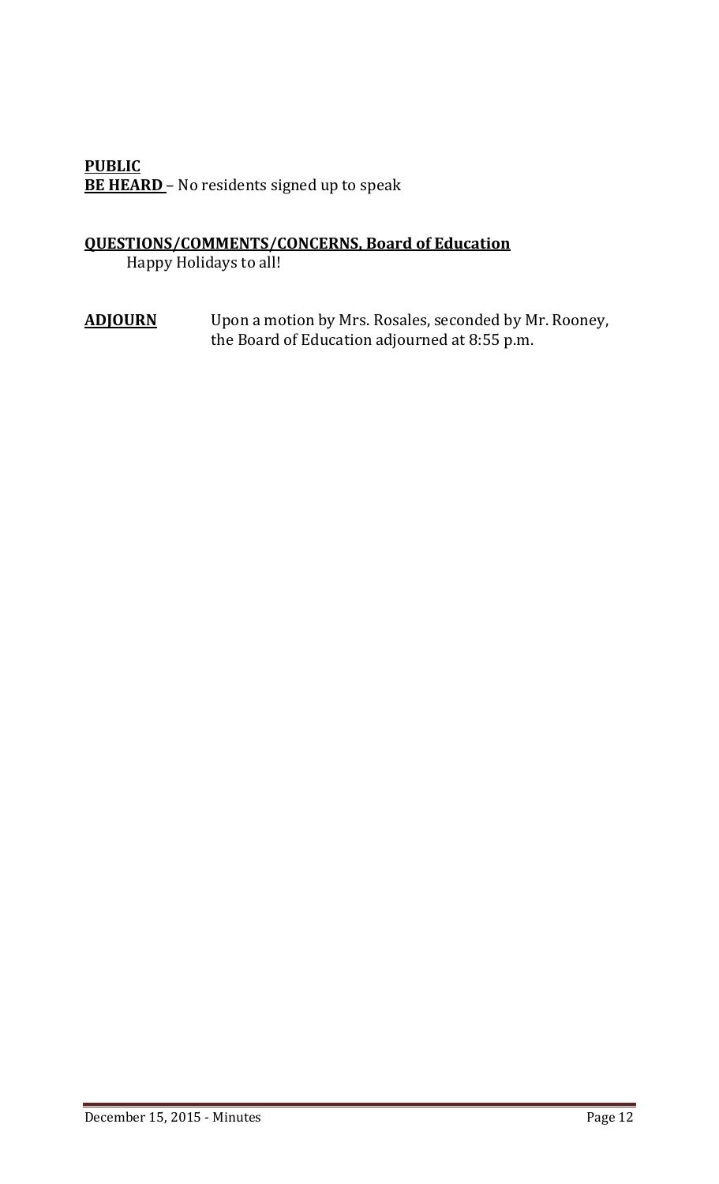**PUBLIC**
**BE HEARD** – No residents signed up to speak

**QUESTIONS/COMMENTS/CONCERNS, Board of Education**
Happy Holidays to all!

**ADJOURN** Upon a motion by Mrs. Rosales, seconded by Mr. Rooney, the Board of Education adjourned at 8:55 p.m.